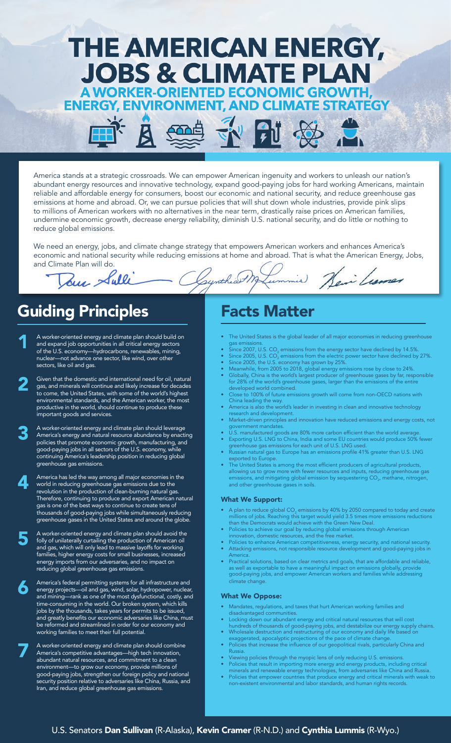# THE AMERICAN ENERGY, JOBS & CLIMATE PLAN

## A WORKER-ORIENTED ECONOMIC GROWTH, ENERGY, ENVIRONMENT, AND CLIMATE STRATEGY

America stands at a strategic crossroads. We can empower American ingenuity and workers to unleash our nation's abundant energy resources and innovative technology, expand good-paying jobs for hard working Americans, maintain reliable and affordable energy for consumers, boost our economic and national security, and reduce greenhouse gas emissions at home and abroad. Or, we can pursue policies that will shut down whole industries, provide pink slips to millions of American workers with no alternatives in the near term, drastically raise prices on American families, undermine economic growth, decrease energy reliability, diminish U.S. national security, and do little or nothing to reduce global emissions.

We need an energy, jobs, and climate change strategy that empowers American workers and enhances America's economic and national security while reducing emissions at home and abroad. That is what the American Energy, Jobs, and Climate Plan will do.

## Guiding Principles

1. A worker-oriented energy and climate plan should build on and expand job opportunities in all critical energy sectors of the U.S. economy—hydrocarbons, renewables, mining, nuclear—not advance one sector, like wind, over other sectors, like oil and gas.

2. Given that the domestic and international need for oil, natural gas, and minerals will continue and likely increase for decades to come, the United States, with some of the world's highest environmental standards, and the American worker, the most productive in the world, should continue to produce these important goods and services.

3. A worker-oriented energy and climate plan should leverage America's energy and natural resource abundance by enacting policies that promote economic growth, manufacturing, and good-paying jobs in all sectors of the U.S. economy, while continuing America's leadership position in reducing global greenhouse gas emissions.

4. America has led the way among all major economies in the world in reducing greenhouse gas emissions due to the revolution in the production of clean-burning natural gas. Therefore, continuing to produce and export American natural gas is one of the best ways to continue to create tens of thousands of good-paying jobs while simultaneously reducing greenhouse gases in the United States and around the globe.

5. A worker-oriented energy and climate plan should avoid the folly of unilaterally curtailing the production of American oil and gas, which will only lead to massive layoffs for working families, higher energy costs for small businesses, increased energy imports from our adversaries, and no impact on reducing global greenhouse gas emissions.

6. America's federal permitting systems for all infrastructure and energy projects—oil and gas, wind, solar, hydropower, nuclear, and mining—rank as one of the most dysfunctional, costly, and time-consuming in the world. Our broken system, which kills jobs by the thousands, takes years for permits to be issued, and greatly benefits our economic adversaries like China, must be reformed and streamlined in order for our economy and working families to meet their full potential.

7. A worker-oriented energy and climate plan should combine America's competitive advantages—high tech innovation, abundant natural resources, and commitment to a clean environment—to grow our economy, provide millions of good-paying jobs, strengthen our foreign policy and national security position relative to adversaries like China, Russia, and Iran, and reduce global greenhouse gas emissions.

## Facts Matter

- The United States is the global leader of all major economies in reducing greenhouse gas emissions.
- Since 2007, U.S. $CO_2$ emissions from the energy sector have declined by 14.5%.
- Since 2005, U.S. $CO_2$ emissions from the electric power sector have declined by 27%.
- Since 2005, the U.S. economy has grown by 25%.
- Meanwhile, from 2005 to 2018, global energy emissions rose by close to 24%.
- Globally, China is the world's largest producer of greenhouse gases by far, responsible for 28% of the world's greenhouse gases, larger than the emissions of the entire developed world combined.
- Close to 100% of future emissions growth will come from non-OECD nations with China leading the way.
- America is also the world's leader in investing in clean and innovative technology research and development.
- Market-driven principles and innovation have reduced emissions and energy costs, not government mandates.
- U.S. manufactured goods are 80% more carbon efficient than the world average.
- Exporting U.S. LNG to China, India and some EU countries would produce 50% fewer greenhouse gas emissions for each unit of U.S. LNG used.
- Russian natural gas to Europe has an emissions profile 41% greater than U.S. LNG exported to Europe.
- The United States is among the most efficient producers of agricultural products, allowing us to grow more with fewer resources and inputs, reducing greenhouse gas emissions, and mitigating global emission by sequestering $CO_2$, methane, nitrogen, and other greenhouse gases in soils.

### What We Support:

- A plan to reduce global $CO_2$ emissions by 40% by 2050 compared to today and create millions of jobs. Reaching this target would yield 3.5 times more emissions reductions than the Democrats would achieve with the Green New Deal.
- Policies to achieve our goal by reducing global emissions through American innovation, domestic resources, and the free market.
- Policies to enhance American competitiveness, energy security, and national security.
- Attacking emissions, not responsible resource development and good-paying jobs in America.
- Practical solutions, based on clear metrics and goals, that are affordable and reliable, as well as exportable to have a meaningful impact on emissions globally, provide good-paying jobs, and empower American workers and families while addressing climate change.

### What We Oppose:

- Mandates, regulations, and taxes that hurt American working families and disadvantaged communities.
- Locking down our abundant energy and critical natural resources that will cost hundreds of thousands of good-paying jobs, and destabilize our energy supply chains.
- Wholesale destruction and restructuring of our economy and daily life based on exaggerated, apocalyptic projections of the pace of climate change.
- Policies that increase the influence of our geopolitical rivals, particularly China and Russia.
- Viewing policies through the myopic lens of only reducing U.S. emissions.
- Policies that result in importing more energy and energy products, including critical minerals and renewable energy technologies, from adversaries like China and Russia.
- Policies that empower countries that produce energy and critical minerals with weak to non-existent environmental and labor standards, and human rights records.

U.S. Senators **Dan Sullivan** (R-Alaska), **Kevin Cramer** (R-N.D.) and **Cynthia Lummis** (R-Wyo.)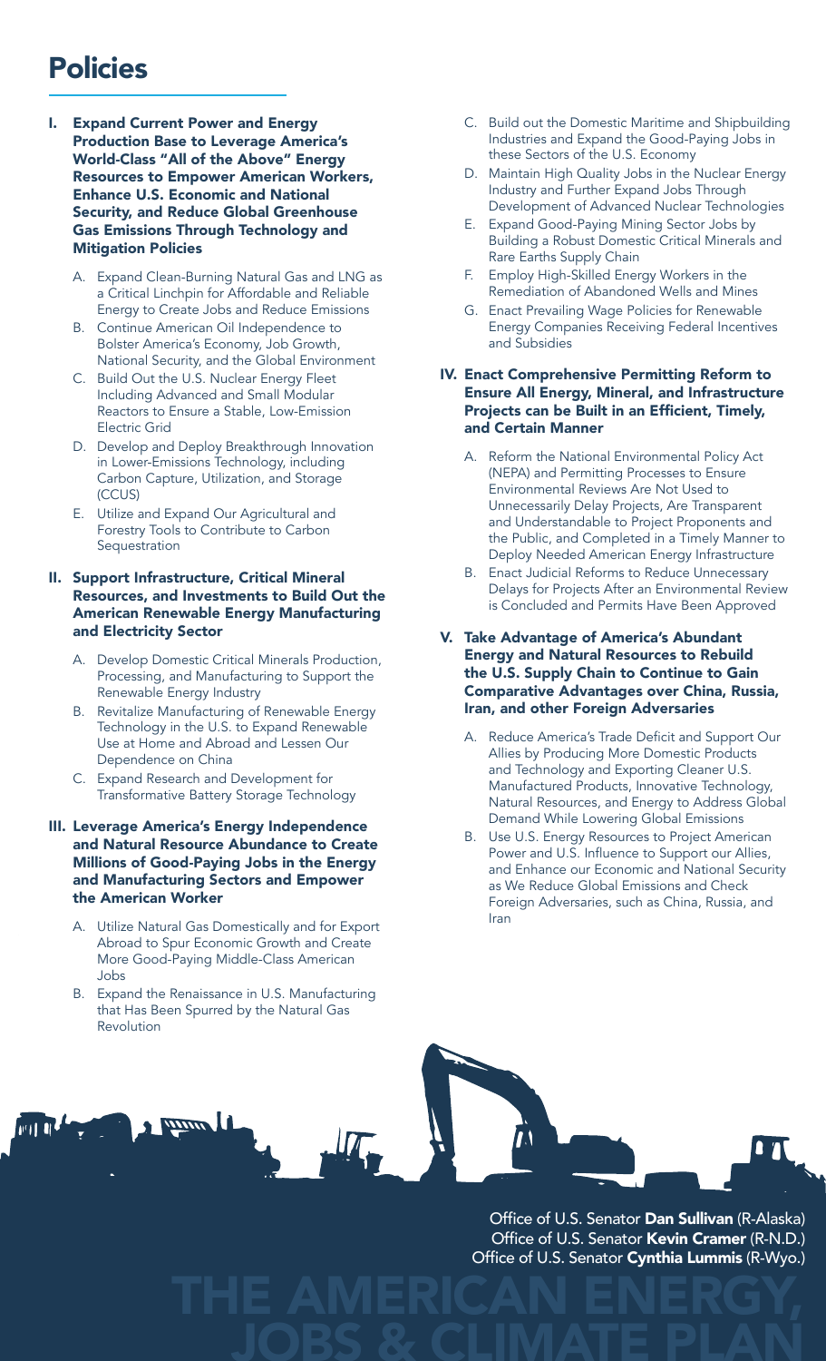# Policies

**I. Expand Current Power and Energy Production Base to Leverage America's World-Class "All of the Above" Energy Resources to Empower American Workers, Enhance U.S. Economic and National Security, and Reduce Global Greenhouse Gas Emissions Through Technology and Mitigation Policies**

- A. Expand Clean-Burning Natural Gas and LNG as a Critical Linchpin for Affordable and Reliable Energy to Create Jobs and Reduce Emissions
- B. Continue American Oil Independence to Bolster America's Economy, Job Growth, National Security, and the Global Environment
- C. Build Out the U.S. Nuclear Energy Fleet Including Advanced and Small Modular Reactors to Ensure a Stable, Low-Emission Electric Grid
- D. Develop and Deploy Breakthrough Innovation in Lower-Emissions Technology, including Carbon Capture, Utilization, and Storage (CCUS)
- E. Utilize and Expand Our Agricultural and Forestry Tools to Contribute to Carbon Sequestration

**II. Support Infrastructure, Critical Mineral Resources, and Investments to Build Out the American Renewable Energy Manufacturing and Electricity Sector**

- A. Develop Domestic Critical Minerals Production, Processing, and Manufacturing to Support the Renewable Energy Industry
- B. Revitalize Manufacturing of Renewable Energy Technology in the U.S. to Expand Renewable Use at Home and Abroad and Lessen Our Dependence on China
- C. Expand Research and Development for Transformative Battery Storage Technology

**III. Leverage America's Energy Independence and Natural Resource Abundance to Create Millions of Good-Paying Jobs in the Energy and Manufacturing Sectors and Empower the American Worker**

- A. Utilize Natural Gas Domestically and for Export Abroad to Spur Economic Growth and Create More Good-Paying Middle-Class American Jobs
- B. Expand the Renaissance in U.S. Manufacturing that Has Been Spurred by the Natural Gas Revolution
- C. Build out the Domestic Maritime and Shipbuilding Industries and Expand the Good-Paying Jobs in these Sectors of the U.S. Economy
- D. Maintain High Quality Jobs in the Nuclear Energy Industry and Further Expand Jobs Through Development of Advanced Nuclear Technologies
- E. Expand Good-Paying Mining Sector Jobs by Building a Robust Domestic Critical Minerals and Rare Earths Supply Chain
- F. Employ High-Skilled Energy Workers in the Remediation of Abandoned Wells and Mines
- G. Enact Prevailing Wage Policies for Renewable Energy Companies Receiving Federal Incentives and Subsidies

**IV. Enact Comprehensive Permitting Reform to Ensure All Energy, Mineral, and Infrastructure Projects can be Built in an Efficient, Timely, and Certain Manner**

- A. Reform the National Environmental Policy Act (NEPA) and Permitting Processes to Ensure Environmental Reviews Are Not Used to Unnecessarily Delay Projects, Are Transparent and Understandable to Project Proponents and the Public, and Completed in a Timely Manner to Deploy Needed American Energy Infrastructure
- B. Enact Judicial Reforms to Reduce Unnecessary Delays for Projects After an Environmental Review is Concluded and Permits Have Been Approved

**V. Take Advantage of America's Abundant Energy and Natural Resources to Rebuild the U.S. Supply Chain to Continue to Gain Comparative Advantages over China, Russia, Iran, and other Foreign Adversaries**

- A. Reduce America's Trade Deficit and Support Our Allies by Producing More Domestic Products and Technology and Exporting Cleaner U.S. Manufactured Products, Innovative Technology, Natural Resources, and Energy to Address Global Demand While Lowering Global Emissions
- B. Use U.S. Energy Resources to Project American Power and U.S. Influence to Support our Allies, and Enhance our Economic and National Security as We Reduce Global Emissions and Check Foreign Adversaries, such as China, Russia, and Iran

Office of U.S. Senator **Dan Sullivan** (R-Alaska)
Office of U.S. Senator **Kevin Cramer** (R-N.D.)
Office of U.S. Senator **Cynthia Lummis** (R-Wyo.)

THE AMERICAN ENERGY, JOBS & CLIMATE PLAN